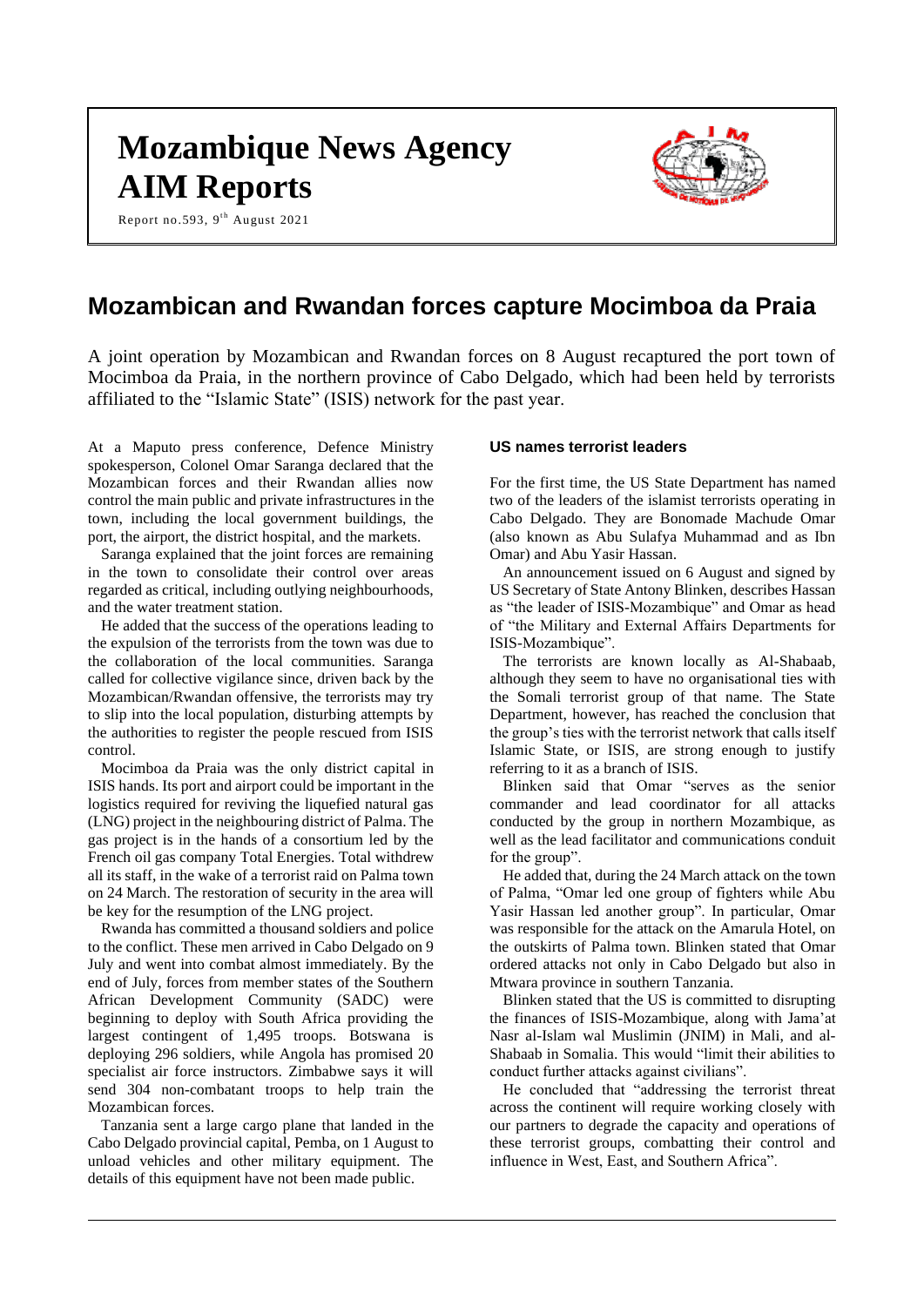# Mozambique News Agency AIM Reports

Report no.593, 9th August 2021

## Mozambican and Rwandan forces capture Mocimboa da Praia

A joint operation by Mozambican and Rwandan forces on 8 August recaptured the port town of Mocimboa da Praia, in the northern province of Cabo Delgado, which had been held by terrorists affiliated to the "Islamic State" (ISIS) network for the past year.

At a Maputo press conference, Defence Ministry spokesperson, Colonel Omar Saranga declared that the Mozambican forces and their Rwandan allies now control the main public and private infrastructures in the town, including the local government buildings, the port, the airport, the district hospital, and the markets.

Saranga explained that the joint forces are remaining in the town to consolidate their control over areas regarded as critical, including outlying neighbourhoods, and the water treatment station.

He added that the success of the operations leading to the expulsion of the terrorists from the town was due to the collaboration of the local communities. Saranga called for collective vigilance since, driven back by the Mozambican/Rwandan offensive, the terrorists may try to slip into the local population, disturbing attempts by the authorities to register the people rescued from ISIS control.

Mocimboa da Praia was the only district capital in ISIS hands. Its port and airport could be important in the logistics required for reviving the liquefied natural gas (LNG) project in the neighbouring district of Palma. The gas project is in the hands of a consortium led by the French oil gas company Total Energies. Total withdrew all its staff, in the wake of a terrorist raid on Palma town on 24 March. The restoration of security in the area will be key for the resumption of the LNG project.

Rwanda has committed a thousand soldiers and police to the conflict. These men arrived in Cabo Delgado on 9 July and went into combat almost immediately. By the end of July, forces from member states of the Southern African Development Community (SADC) were beginning to deploy with South Africa providing the largest contingent of 1,495 troops. Botswana is deploying 296 soldiers, while Angola has promised 20 specialist air force instructors. Zimbabwe says it will send 304 non-combatant troops to help train the Mozambican forces.

Tanzania sent a large cargo plane that landed in the Cabo Delgado provincial capital, Pemba, on 1 August to unload vehicles and other military equipment. The details of this equipment have not been made public.

### US names terrorist leaders

For the first time, the US State Department has named two of the leaders of the islamist terrorists operating in Cabo Delgado. They are Bonomade Machude Omar (also known as Abu Sulafya Muhammad and as Ibn Omar) and Abu Yasir Hassan.

An announcement issued on 6 August and signed by US Secretary of State Antony Blinken, describes Hassan as "the leader of ISIS-Mozambique" and Omar as head of "the Military and External Affairs Departments for ISIS-Mozambique".

The terrorists are known locally as Al-Shabaab, although they seem to have no organisational ties with the Somali terrorist group of that name. The State Department, however, has reached the conclusion that the group's ties with the terrorist network that calls itself Islamic State, or ISIS, are strong enough to justify referring to it as a branch of ISIS.

Blinken said that Omar "serves as the senior commander and lead coordinator for all attacks conducted by the group in northern Mozambique, as well as the lead facilitator and communications conduit for the group".

He added that, during the 24 March attack on the town of Palma, "Omar led one group of fighters while Abu Yasir Hassan led another group". In particular, Omar was responsible for the attack on the Amarula Hotel, on the outskirts of Palma town. Blinken stated that Omar ordered attacks not only in Cabo Delgado but also in Mtwara province in southern Tanzania.

Blinken stated that the US is committed to disrupting the finances of ISIS-Mozambique, along with Jama'at Nasr al-Islam wal Muslimin (JNIM) in Mali, and al-Shabaab in Somalia. This would "limit their abilities to conduct further attacks against civilians".

He concluded that "addressing the terrorist threat across the continent will require working closely with our partners to degrade the capacity and operations of these terrorist groups, combatting their control and influence in West, East, and Southern Africa".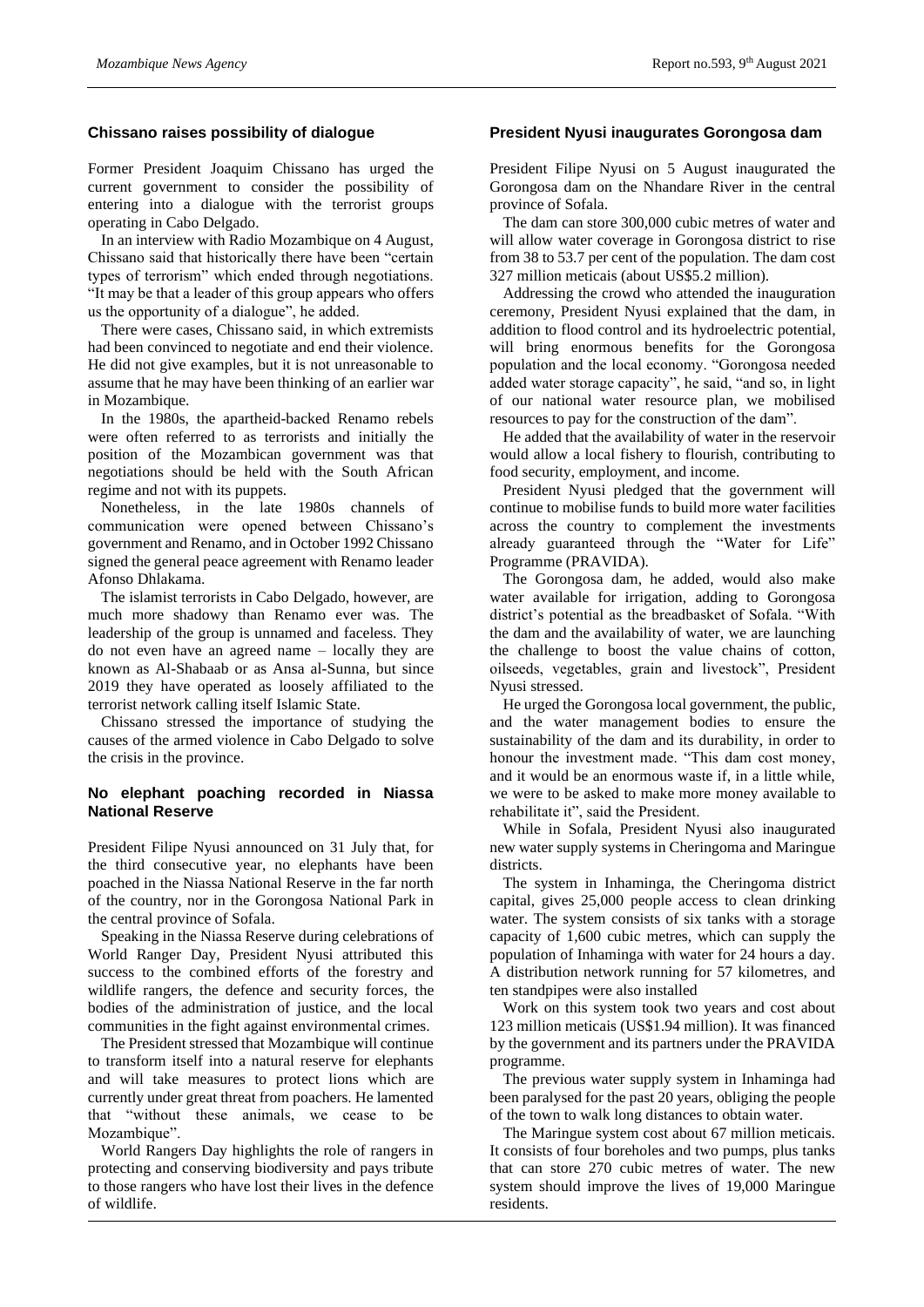## Chissano raises possibility of dialogue

Former President Joaquim Chissano has urged the current government to consider the possibility of entering into a dialogue with the terrorist groups operating in Cabo Delgado.

In an interview with Radio Mozambique on 4 August, Chissano said that historically there have been "certain types of terrorism" which ended through negotiations. "It may be that a leader of this group appears who offers us the opportunity of a dialogue", he added.

There were cases, Chissano said, in which extremists had been convinced to negotiate and end their violence. He did not give examples, but it is not unreasonable to assume that he may have been thinking of an earlier war in Mozambique.

In the 1980s, the apartheid-backed Renamo rebels were often referred to as terrorists and initially the position of the Mozambican government was that negotiations should be held with the South African regime and not with its puppets.

Nonetheless, in the late 1980s channels of communication were opened between Chissano's government and Renamo, and in October 1992 Chissano signed the general peace agreement with Renamo leader Afonso Dhlakama.

The islamist terrorists in Cabo Delgado, however, are much more shadowy than Renamo ever was. The leadership of the group is unnamed and faceless. They do not even have an agreed name – locally they are known as Al-Shabaab or as Ansa al-Sunna, but since 2019 they have operated as loosely affiliated to the terrorist network calling itself Islamic State.

Chissano stressed the importance of studying the causes of the armed violence in Cabo Delgado to solve the crisis in the province.

## No elephant poaching recorded in Niassa National Reserve

President Filipe Nyusi announced on 31 July that, for the third consecutive year, no elephants have been poached in the Niassa National Reserve in the far north of the country, nor in the Gorongosa National Park in the central province of Sofala.

Speaking in the Niassa Reserve during celebrations of World Ranger Day, President Nyusi attributed this success to the combined efforts of the forestry and wildlife rangers, the defence and security forces, the bodies of the administration of justice, and the local communities in the fight against environmental crimes.

The President stressed that Mozambique will continue to transform itself into a natural reserve for elephants and will take measures to protect lions which are currently under great threat from poachers. He lamented that "without these animals, we cease to be Mozambique".

World Rangers Day highlights the role of rangers in protecting and conserving biodiversity and pays tribute to those rangers who have lost their lives in the defence of wildlife.

## President Nyusi inaugurates Gorongosa dam

President Filipe Nyusi on 5 August inaugurated the Gorongosa dam on the Nhandare River in the central province of Sofala.

The dam can store 300,000 cubic metres of water and will allow water coverage in Gorongosa district to rise from 38 to 53.7 per cent of the population. The dam cost 327 million meticais (about US$5.2 million).

Addressing the crowd who attended the inauguration ceremony, President Nyusi explained that the dam, in addition to flood control and its hydroelectric potential, will bring enormous benefits for the Gorongosa population and the local economy. "Gorongosa needed added water storage capacity", he said, "and so, in light of our national water resource plan, we mobilised resources to pay for the construction of the dam".

He added that the availability of water in the reservoir would allow a local fishery to flourish, contributing to food security, employment, and income.

President Nyusi pledged that the government will continue to mobilise funds to build more water facilities across the country to complement the investments already guaranteed through the "Water for Life" Programme (PRAVIDA).

The Gorongosa dam, he added, would also make water available for irrigation, adding to Gorongosa district's potential as the breadbasket of Sofala. "With the dam and the availability of water, we are launching the challenge to boost the value chains of cotton, oilseeds, vegetables, grain and livestock", President Nyusi stressed.

He urged the Gorongosa local government, the public, and the water management bodies to ensure the sustainability of the dam and its durability, in order to honour the investment made. "This dam cost money, and it would be an enormous waste if, in a little while, we were to be asked to make more money available to rehabilitate it", said the President.

While in Sofala, President Nyusi also inaugurated new water supply systems in Cheringoma and Maringue districts.

The system in Inhaminga, the Cheringoma district capital, gives 25,000 people access to clean drinking water. The system consists of six tanks with a storage capacity of 1,600 cubic metres, which can supply the population of Inhaminga with water for 24 hours a day. A distribution network running for 57 kilometres, and ten standpipes were also installed

Work on this system took two years and cost about 123 million meticais (US$1.94 million). It was financed by the government and its partners under the PRAVIDA programme.

The previous water supply system in Inhaminga had been paralysed for the past 20 years, obliging the people of the town to walk long distances to obtain water.

The Maringue system cost about 67 million meticais. It consists of four boreholes and two pumps, plus tanks that can store 270 cubic metres of water. The new system should improve the lives of 19,000 Maringue residents.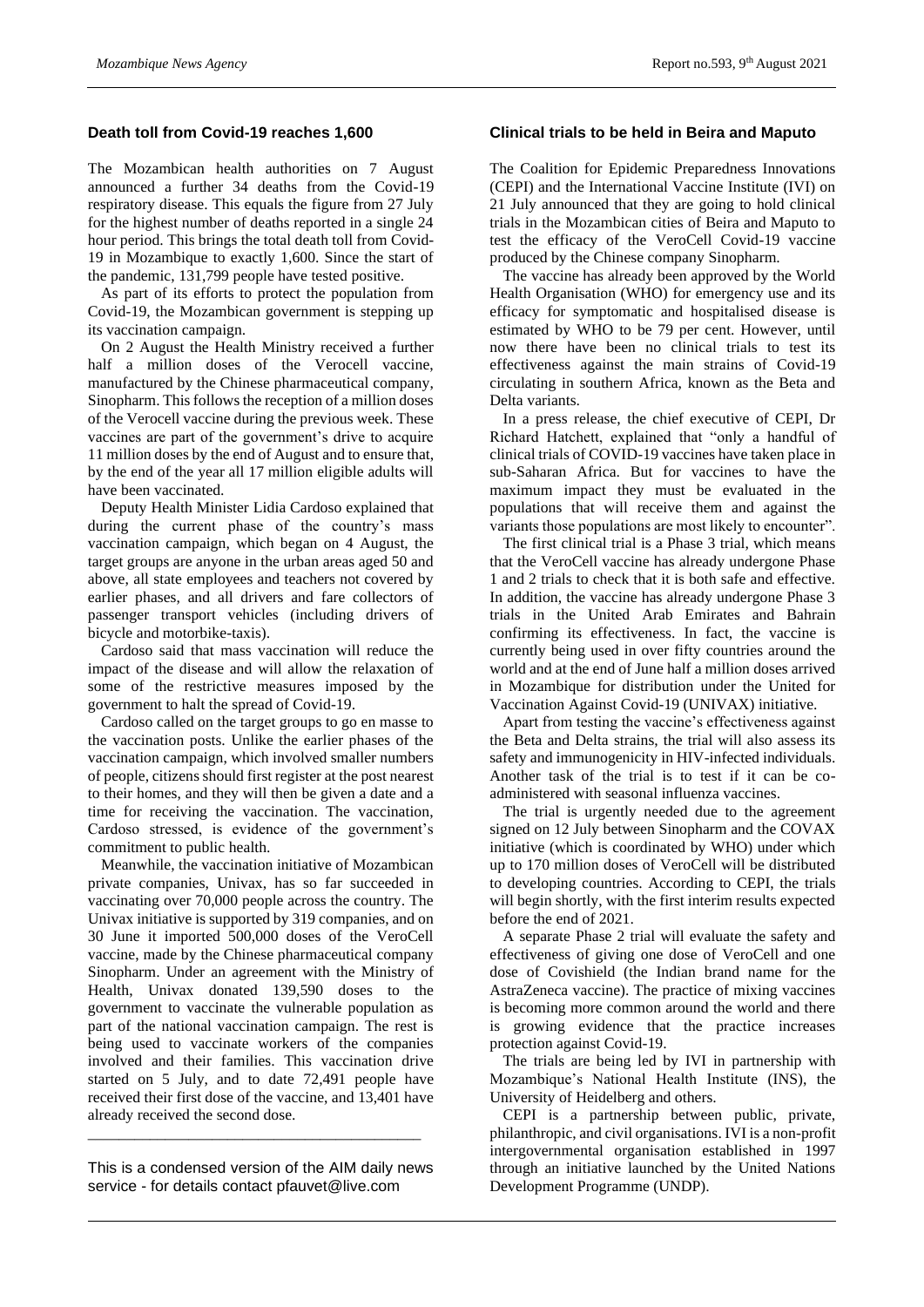## Death toll from Covid-19 reaches 1,600

The Mozambican health authorities on 7 August announced a further 34 deaths from the Covid-19 respiratory disease. This equals the figure from 27 July for the highest number of deaths reported in a single 24 hour period. This brings the total death toll from Covid-19 in Mozambique to exactly 1,600. Since the start of the pandemic, 131,799 people have tested positive.

As part of its efforts to protect the population from Covid-19, the Mozambican government is stepping up its vaccination campaign.

On 2 August the Health Ministry received a further half a million doses of the Verocell vaccine, manufactured by the Chinese pharmaceutical company, Sinopharm. This follows the reception of a million doses of the Verocell vaccine during the previous week. These vaccines are part of the government's drive to acquire 11 million doses by the end of August and to ensure that, by the end of the year all 17 million eligible adults will have been vaccinated.

Deputy Health Minister Lidia Cardoso explained that during the current phase of the country's mass vaccination campaign, which began on 4 August, the target groups are anyone in the urban areas aged 50 and above, all state employees and teachers not covered by earlier phases, and all drivers and fare collectors of passenger transport vehicles (including drivers of bicycle and motorbike-taxis).

Cardoso said that mass vaccination will reduce the impact of the disease and will allow the relaxation of some of the restrictive measures imposed by the government to halt the spread of Covid-19.

Cardoso called on the target groups to go en masse to the vaccination posts. Unlike the earlier phases of the vaccination campaign, which involved smaller numbers of people, citizens should first register at the post nearest to their homes, and they will then be given a date and a time for receiving the vaccination. The vaccination, Cardoso stressed, is evidence of the government's commitment to public health.

Meanwhile, the vaccination initiative of Mozambican private companies, Univax, has so far succeeded in vaccinating over 70,000 people across the country. The Univax initiative is supported by 319 companies, and on 30 June it imported 500,000 doses of the VeroCell vaccine, made by the Chinese pharmaceutical company Sinopharm. Under an agreement with the Ministry of Health, Univax donated 139,590 doses to the government to vaccinate the vulnerable population as part of the national vaccination campaign. The rest is being used to vaccinate workers of the companies involved and their families. This vaccination drive started on 5 July, and to date 72,491 people have received their first dose of the vaccine, and 13,401 have already received the second dose.

---

This is a condensed version of the AIM daily news service - for details contact pfauvet@live.com

## Clinical trials to be held in Beira and Maputo

The Coalition for Epidemic Preparedness Innovations (CEPI) and the International Vaccine Institute (IVI) on 21 July announced that they are going to hold clinical trials in the Mozambican cities of Beira and Maputo to test the efficacy of the VeroCell Covid-19 vaccine produced by the Chinese company Sinopharm.

The vaccine has already been approved by the World Health Organisation (WHO) for emergency use and its efficacy for symptomatic and hospitalised disease is estimated by WHO to be 79 per cent. However, until now there have been no clinical trials to test its effectiveness against the main strains of Covid-19 circulating in southern Africa, known as the Beta and Delta variants.

In a press release, the chief executive of CEPI, Dr Richard Hatchett, explained that "only a handful of clinical trials of COVID-19 vaccines have taken place in sub-Saharan Africa. But for vaccines to have the maximum impact they must be evaluated in the populations that will receive them and against the variants those populations are most likely to encounter".

The first clinical trial is a Phase 3 trial, which means that the VeroCell vaccine has already undergone Phase 1 and 2 trials to check that it is both safe and effective. In addition, the vaccine has already undergone Phase 3 trials in the United Arab Emirates and Bahrain confirming its effectiveness. In fact, the vaccine is currently being used in over fifty countries around the world and at the end of June half a million doses arrived in Mozambique for distribution under the United for Vaccination Against Covid-19 (UNIVAX) initiative.

Apart from testing the vaccine's effectiveness against the Beta and Delta strains, the trial will also assess its safety and immunogenicity in HIV-infected individuals. Another task of the trial is to test if it can be co-administered with seasonal influenza vaccines.

The trial is urgently needed due to the agreement signed on 12 July between Sinopharm and the COVAX initiative (which is coordinated by WHO) under which up to 170 million doses of VeroCell will be distributed to developing countries. According to CEPI, the trials will begin shortly, with the first interim results expected before the end of 2021.

A separate Phase 2 trial will evaluate the safety and effectiveness of giving one dose of VeroCell and one dose of Covishield (the Indian brand name for the AstraZeneca vaccine). The practice of mixing vaccines is becoming more common around the world and there is growing evidence that the practice increases protection against Covid-19.

The trials are being led by IVI in partnership with Mozambique's National Health Institute (INS), the University of Heidelberg and others.

CEPI is a partnership between public, private, philanthropic, and civil organisations. IVI is a non-profit intergovernmental organisation established in 1997 through an initiative launched by the United Nations Development Programme (UNDP).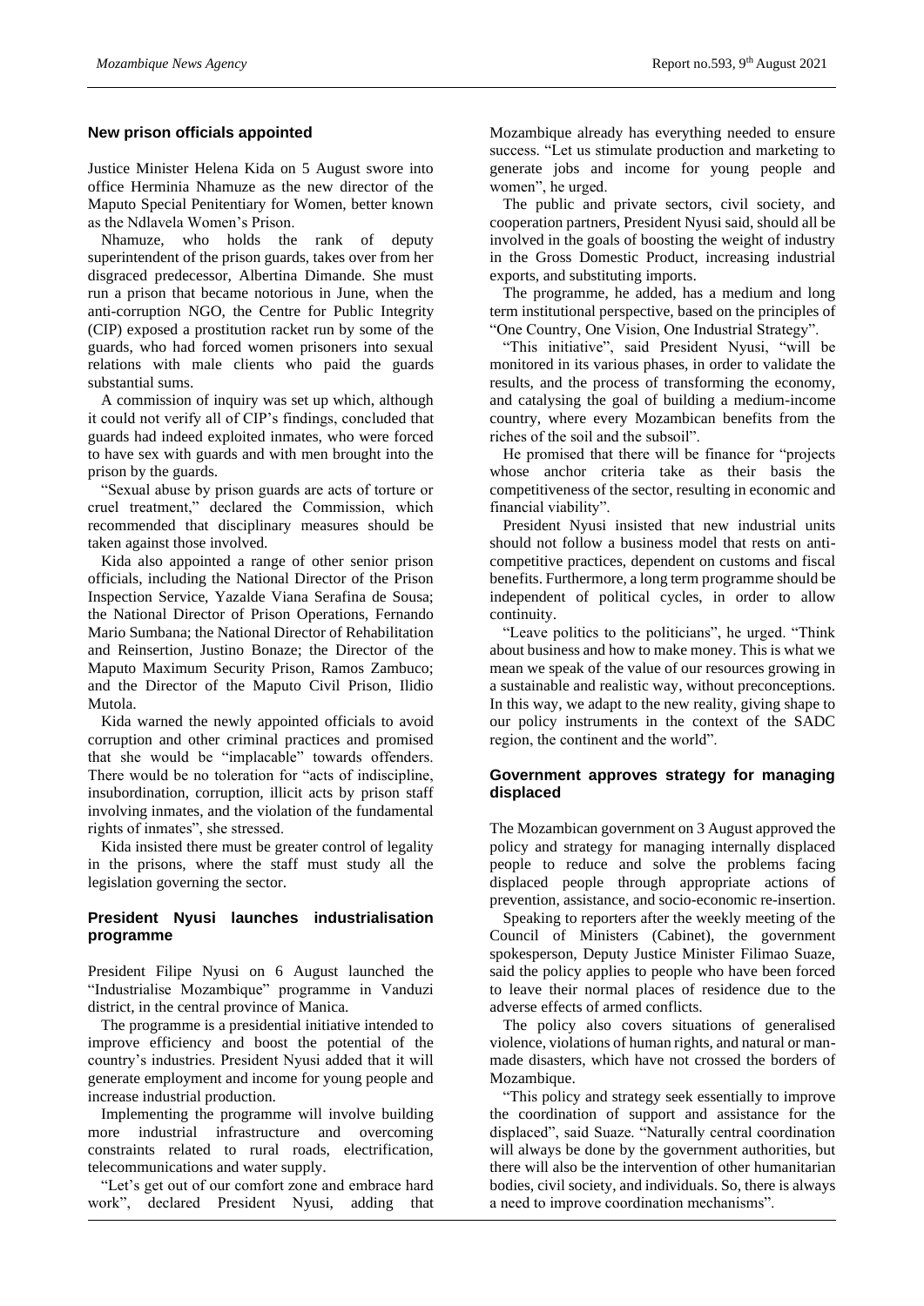## New prison officials appointed

Justice Minister Helena Kida on 5 August swore into office Herminia Nhamuze as the new director of the Maputo Special Penitentiary for Women, better known as the Ndlavela Women's Prison.

Nhamuze, who holds the rank of deputy superintendent of the prison guards, takes over from her disgraced predecessor, Albertina Dimande. She must run a prison that became notorious in June, when the anti-corruption NGO, the Centre for Public Integrity (CIP) exposed a prostitution racket run by some of the guards, who had forced women prisoners into sexual relations with male clients who paid the guards substantial sums.

A commission of inquiry was set up which, although it could not verify all of CIP's findings, concluded that guards had indeed exploited inmates, who were forced to have sex with guards and with men brought into the prison by the guards.

"Sexual abuse by prison guards are acts of torture or cruel treatment," declared the Commission, which recommended that disciplinary measures should be taken against those involved.

Kida also appointed a range of other senior prison officials, including the National Director of the Prison Inspection Service, Yazalde Viana Serafina de Sousa; the National Director of Prison Operations, Fernando Mario Sumbana; the National Director of Rehabilitation and Reinsertion, Justino Bonaze; the Director of the Maputo Maximum Security Prison, Ramos Zambuco; and the Director of the Maputo Civil Prison, Ilidio Mutola.

Kida warned the newly appointed officials to avoid corruption and other criminal practices and promised that she would be "implacable" towards offenders. There would be no toleration for "acts of indiscipline, insubordination, corruption, illicit acts by prison staff involving inmates, and the violation of the fundamental rights of inmates", she stressed.

Kida insisted there must be greater control of legality in the prisons, where the staff must study all the legislation governing the sector.

## President Nyusi launches industrialisation programme

President Filipe Nyusi on 6 August launched the "Industrialise Mozambique" programme in Vanduzi district, in the central province of Manica.

The programme is a presidential initiative intended to improve efficiency and boost the potential of the country's industries. President Nyusi added that it will generate employment and income for young people and increase industrial production.

Implementing the programme will involve building more industrial infrastructure and overcoming constraints related to rural roads, electrification, telecommunications and water supply.

"Let's get out of our comfort zone and embrace hard work", declared President Nyusi, adding that Mozambique already has everything needed to ensure success. "Let us stimulate production and marketing to generate jobs and income for young people and women", he urged.

The public and private sectors, civil society, and cooperation partners, President Nyusi said, should all be involved in the goals of boosting the weight of industry in the Gross Domestic Product, increasing industrial exports, and substituting imports.

The programme, he added, has a medium and long term institutional perspective, based on the principles of "One Country, One Vision, One Industrial Strategy".

"This initiative", said President Nyusi, "will be monitored in its various phases, in order to validate the results, and the process of transforming the economy, and catalysing the goal of building a medium-income country, where every Mozambican benefits from the riches of the soil and the subsoil".

He promised that there will be finance for "projects whose anchor criteria take as their basis the competitiveness of the sector, resulting in economic and financial viability".

President Nyusi insisted that new industrial units should not follow a business model that rests on anti-competitive practices, dependent on customs and fiscal benefits. Furthermore, a long term programme should be independent of political cycles, in order to allow continuity.

"Leave politics to the politicians", he urged. "Think about business and how to make money. This is what we mean we speak of the value of our resources growing in a sustainable and realistic way, without preconceptions. In this way, we adapt to the new reality, giving shape to our policy instruments in the context of the SADC region, the continent and the world".

## Government approves strategy for managing displaced

The Mozambican government on 3 August approved the policy and strategy for managing internally displaced people to reduce and solve the problems facing displaced people through appropriate actions of prevention, assistance, and socio-economic re-insertion.

Speaking to reporters after the weekly meeting of the Council of Ministers (Cabinet), the government spokesperson, Deputy Justice Minister Filimao Suaze, said the policy applies to people who have been forced to leave their normal places of residence due to the adverse effects of armed conflicts.

The policy also covers situations of generalised violence, violations of human rights, and natural or man-made disasters, which have not crossed the borders of Mozambique.

"This policy and strategy seek essentially to improve the coordination of support and assistance for the displaced", said Suaze. "Naturally central coordination will always be done by the government authorities, but there will also be the intervention of other humanitarian bodies, civil society, and individuals. So, there is always a need to improve coordination mechanisms".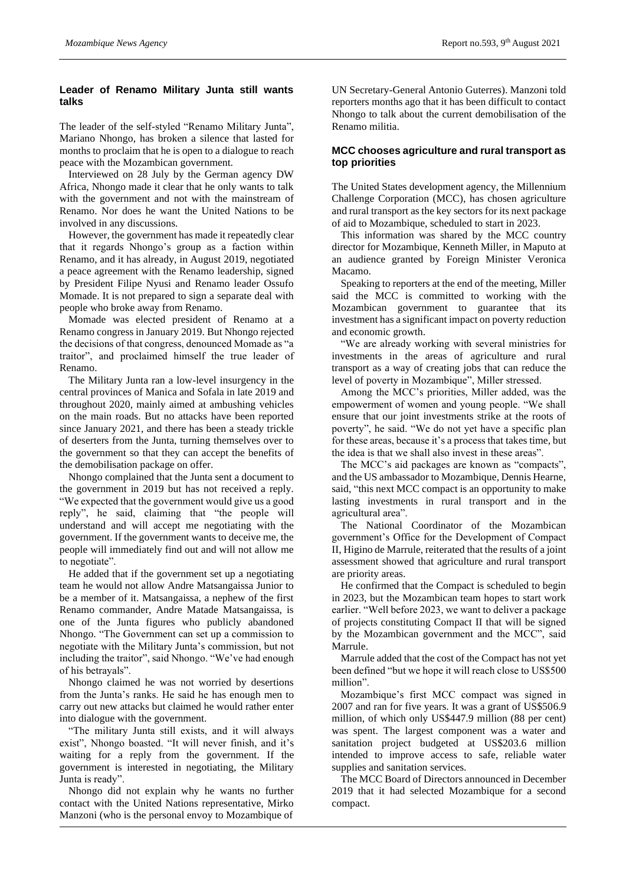## Leader of Renamo Military Junta still wants talks

The leader of the self-styled "Renamo Military Junta", Mariano Nhongo, has broken a silence that lasted for months to proclaim that he is open to a dialogue to reach peace with the Mozambican government.

Interviewed on 28 July by the German agency DW Africa, Nhongo made it clear that he only wants to talk with the government and not with the mainstream of Renamo. Nor does he want the United Nations to be involved in any discussions.

However, the government has made it repeatedly clear that it regards Nhongo's group as a faction within Renamo, and it has already, in August 2019, negotiated a peace agreement with the Renamo leadership, signed by President Filipe Nyusi and Renamo leader Ossufo Momade. It is not prepared to sign a separate deal with people who broke away from Renamo.

Momade was elected president of Renamo at a Renamo congress in January 2019. But Nhongo rejected the decisions of that congress, denounced Momade as "a traitor", and proclaimed himself the true leader of Renamo.

The Military Junta ran a low-level insurgency in the central provinces of Manica and Sofala in late 2019 and throughout 2020, mainly aimed at ambushing vehicles on the main roads. But no attacks have been reported since January 2021, and there has been a steady trickle of deserters from the Junta, turning themselves over to the government so that they can accept the benefits of the demobilisation package on offer.

Nhongo complained that the Junta sent a document to the government in 2019 but has not received a reply. "We expected that the government would give us a good reply", he said, claiming that "the people will understand and will accept me negotiating with the government. If the government wants to deceive me, the people will immediately find out and will not allow me to negotiate".

He added that if the government set up a negotiating team he would not allow Andre Matsangaissa Junior to be a member of it. Matsangaissa, a nephew of the first Renamo commander, Andre Matade Matsangaissa, is one of the Junta figures who publicly abandoned Nhongo. "The Government can set up a commission to negotiate with the Military Junta's commission, but not including the traitor", said Nhongo. "We've had enough of his betrayals".

Nhongo claimed he was not worried by desertions from the Junta's ranks. He said he has enough men to carry out new attacks but claimed he would rather enter into dialogue with the government.

"The military Junta still exists, and it will always exist", Nhongo boasted. "It will never finish, and it's waiting for a reply from the government. If the government is interested in negotiating, the Military Junta is ready".

Nhongo did not explain why he wants no further contact with the United Nations representative, Mirko Manzoni (who is the personal envoy to Mozambique of UN Secretary-General Antonio Guterres). Manzoni told reporters months ago that it has been difficult to contact Nhongo to talk about the current demobilisation of the Renamo militia.

## MCC chooses agriculture and rural transport as top priorities

The United States development agency, the Millennium Challenge Corporation (MCC), has chosen agriculture and rural transport as the key sectors for its next package of aid to Mozambique, scheduled to start in 2023.

This information was shared by the MCC country director for Mozambique, Kenneth Miller, in Maputo at an audience granted by Foreign Minister Veronica Macamo.

Speaking to reporters at the end of the meeting, Miller said the MCC is committed to working with the Mozambican government to guarantee that its investment has a significant impact on poverty reduction and economic growth.

"We are already working with several ministries for investments in the areas of agriculture and rural transport as a way of creating jobs that can reduce the level of poverty in Mozambique", Miller stressed.

Among the MCC's priorities, Miller added, was the empowerment of women and young people. "We shall ensure that our joint investments strike at the roots of poverty", he said. "We do not yet have a specific plan for these areas, because it's a process that takes time, but the idea is that we shall also invest in these areas".

The MCC's aid packages are known as "compacts", and the US ambassador to Mozambique, Dennis Hearne, said, "this next MCC compact is an opportunity to make lasting investments in rural transport and in the agricultural area".

The National Coordinator of the Mozambican government's Office for the Development of Compact II, Higino de Marrule, reiterated that the results of a joint assessment showed that agriculture and rural transport are priority areas.

He confirmed that the Compact is scheduled to begin in 2023, but the Mozambican team hopes to start work earlier. "Well before 2023, we want to deliver a package of projects constituting Compact II that will be signed by the Mozambican government and the MCC", said Marrule.

Marrule added that the cost of the Compact has not yet been defined "but we hope it will reach close to US$500 million".

Mozambique's first MCC compact was signed in 2007 and ran for five years. It was a grant of US$506.9 million, of which only US$447.9 million (88 per cent) was spent. The largest component was a water and sanitation project budgeted at US$203.6 million intended to improve access to safe, reliable water supplies and sanitation services.

The MCC Board of Directors announced in December 2019 that it had selected Mozambique for a second compact.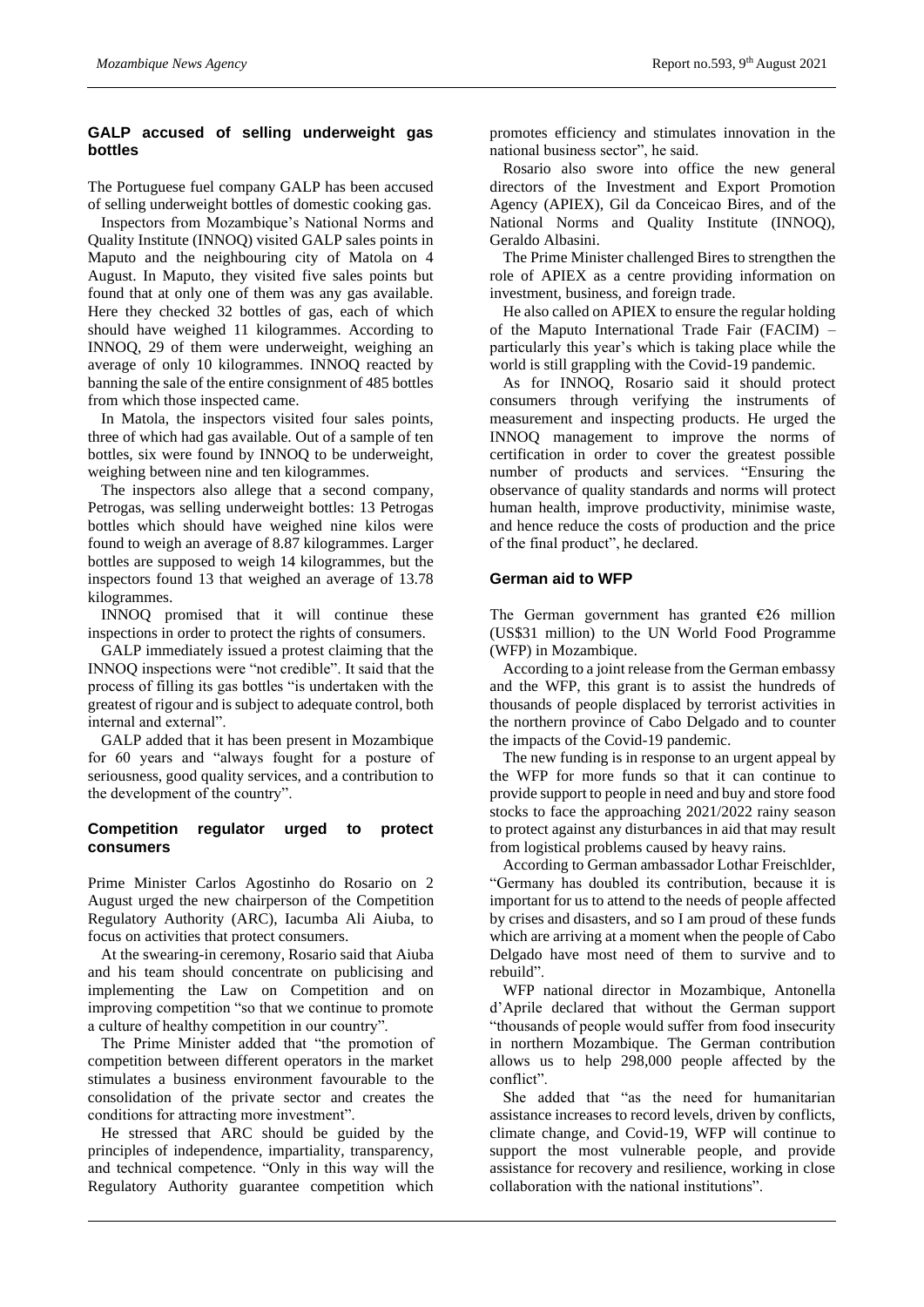## GALP accused of selling underweight gas bottles

The Portuguese fuel company GALP has been accused of selling underweight bottles of domestic cooking gas.

Inspectors from Mozambique's National Norms and Quality Institute (INNOQ) visited GALP sales points in Maputo and the neighbouring city of Matola on 4 August. In Maputo, they visited five sales points but found that at only one of them was any gas available. Here they checked 32 bottles of gas, each of which should have weighed 11 kilogrammes. According to INNOQ, 29 of them were underweight, weighing an average of only 10 kilogrammes. INNOQ reacted by banning the sale of the entire consignment of 485 bottles from which those inspected came.

In Matola, the inspectors visited four sales points, three of which had gas available. Out of a sample of ten bottles, six were found by INNOQ to be underweight, weighing between nine and ten kilogrammes.

The inspectors also allege that a second company, Petrogas, was selling underweight bottles: 13 Petrogas bottles which should have weighed nine kilos were found to weigh an average of 8.87 kilogrammes. Larger bottles are supposed to weigh 14 kilogrammes, but the inspectors found 13 that weighed an average of 13.78 kilogrammes.

INNOQ promised that it will continue these inspections in order to protect the rights of consumers.

GALP immediately issued a protest claiming that the INNOQ inspections were "not credible". It said that the process of filling its gas bottles "is undertaken with the greatest of rigour and is subject to adequate control, both internal and external".

GALP added that it has been present in Mozambique for 60 years and "always fought for a posture of seriousness, good quality services, and a contribution to the development of the country".

## Competition regulator urged to protect consumers

Prime Minister Carlos Agostinho do Rosario on 2 August urged the new chairperson of the Competition Regulatory Authority (ARC), Iacumba Ali Aiuba, to focus on activities that protect consumers.

At the swearing-in ceremony, Rosario said that Aiuba and his team should concentrate on publicising and implementing the Law on Competition and on improving competition "so that we continue to promote a culture of healthy competition in our country".

The Prime Minister added that "the promotion of competition between different operators in the market stimulates a business environment favourable to the consolidation of the private sector and creates the conditions for attracting more investment".

He stressed that ARC should be guided by the principles of independence, impartiality, transparency, and technical competence. "Only in this way will the Regulatory Authority guarantee competition which promotes efficiency and stimulates innovation in the national business sector", he said.

Rosario also swore into office the new general directors of the Investment and Export Promotion Agency (APIEX), Gil da Conceicao Bires, and of the National Norms and Quality Institute (INNOQ), Geraldo Albasini.

The Prime Minister challenged Bires to strengthen the role of APIEX as a centre providing information on investment, business, and foreign trade.

He also called on APIEX to ensure the regular holding of the Maputo International Trade Fair (FACIM) – particularly this year's which is taking place while the world is still grappling with the Covid-19 pandemic.

As for INNOQ, Rosario said it should protect consumers through verifying the instruments of measurement and inspecting products. He urged the INNOQ management to improve the norms of certification in order to cover the greatest possible number of products and services. "Ensuring the observance of quality standards and norms will protect human health, improve productivity, minimise waste, and hence reduce the costs of production and the price of the final product", he declared.

## German aid to WFP

The German government has granted €26 million (US$31 million) to the UN World Food Programme (WFP) in Mozambique.

According to a joint release from the German embassy and the WFP, this grant is to assist the hundreds of thousands of people displaced by terrorist activities in the northern province of Cabo Delgado and to counter the impacts of the Covid-19 pandemic.

The new funding is in response to an urgent appeal by the WFP for more funds so that it can continue to provide support to people in need and buy and store food stocks to face the approaching 2021/2022 rainy season to protect against any disturbances in aid that may result from logistical problems caused by heavy rains.

According to German ambassador Lothar Freischlder, "Germany has doubled its contribution, because it is important for us to attend to the needs of people affected by crises and disasters, and so I am proud of these funds which are arriving at a moment when the people of Cabo Delgado have most need of them to survive and to rebuild".

WFP national director in Mozambique, Antonella d'Aprile declared that without the German support "thousands of people would suffer from food insecurity in northern Mozambique. The German contribution allows us to help 298,000 people affected by the conflict".

She added that "as the need for humanitarian assistance increases to record levels, driven by conflicts, climate change, and Covid-19, WFP will continue to support the most vulnerable people, and provide assistance for recovery and resilience, working in close collaboration with the national institutions".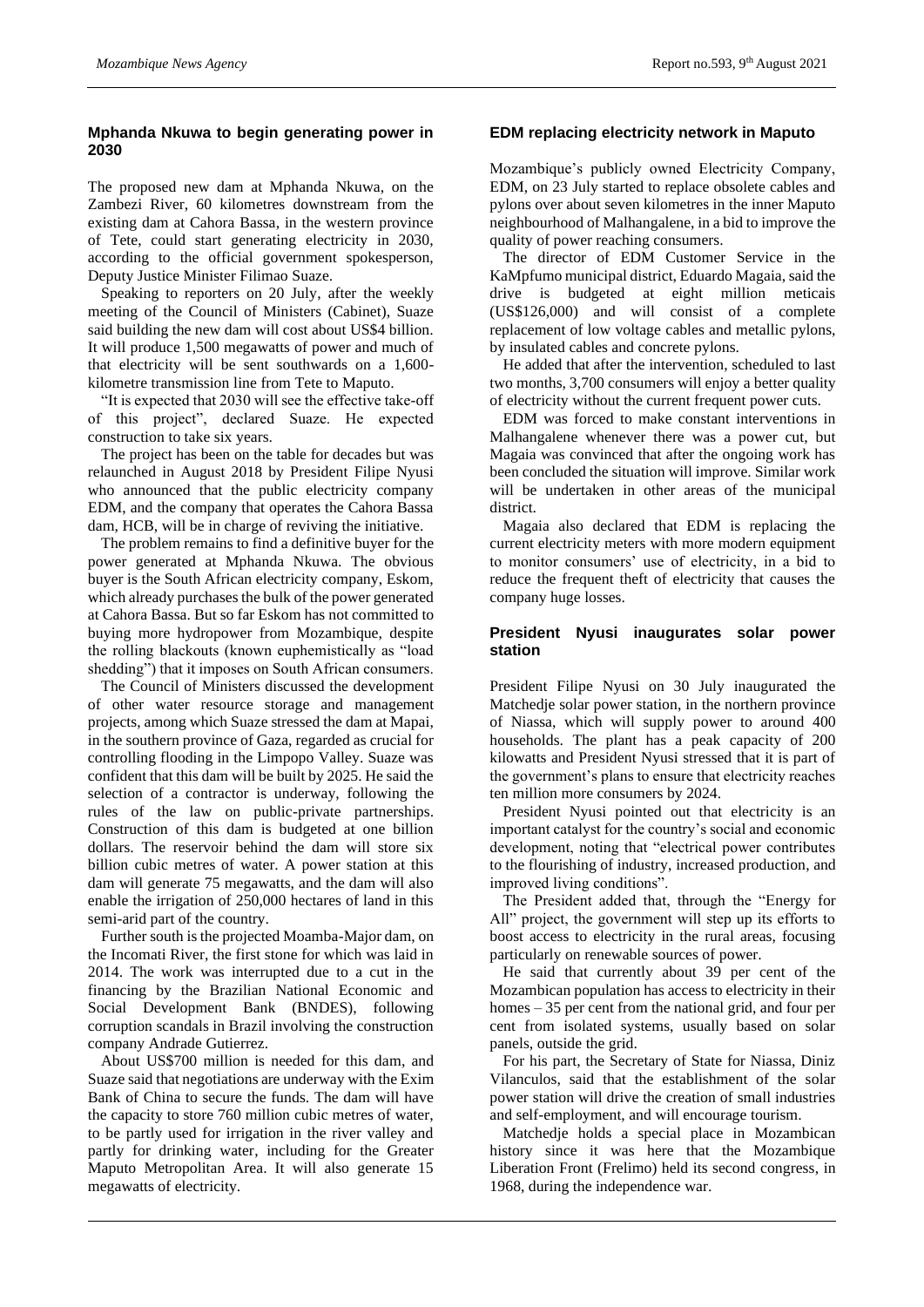## Mphanda Nkuwa to begin generating power in 2030

The proposed new dam at Mphanda Nkuwa, on the Zambezi River, 60 kilometres downstream from the existing dam at Cahora Bassa, in the western province of Tete, could start generating electricity in 2030, according to the official government spokesperson, Deputy Justice Minister Filimao Suaze.

Speaking to reporters on 20 July, after the weekly meeting of the Council of Ministers (Cabinet), Suaze said building the new dam will cost about US$4 billion. It will produce 1,500 megawatts of power and much of that electricity will be sent southwards on a 1,600-kilometre transmission line from Tete to Maputo.

"It is expected that 2030 will see the effective take-off of this project", declared Suaze. He expected construction to take six years.

The project has been on the table for decades but was relaunched in August 2018 by President Filipe Nyusi who announced that the public electricity company EDM, and the company that operates the Cahora Bassa dam, HCB, will be in charge of reviving the initiative.

The problem remains to find a definitive buyer for the power generated at Mphanda Nkuwa. The obvious buyer is the South African electricity company, Eskom, which already purchases the bulk of the power generated at Cahora Bassa. But so far Eskom has not committed to buying more hydropower from Mozambique, despite the rolling blackouts (known euphemistically as "load shedding") that it imposes on South African consumers.

The Council of Ministers discussed the development of other water resource storage and management projects, among which Suaze stressed the dam at Mapai, in the southern province of Gaza, regarded as crucial for controlling flooding in the Limpopo Valley. Suaze was confident that this dam will be built by 2025. He said the selection of a contractor is underway, following the rules of the law on public-private partnerships. Construction of this dam is budgeted at one billion dollars. The reservoir behind the dam will store six billion cubic metres of water. A power station at this dam will generate 75 megawatts, and the dam will also enable the irrigation of 250,000 hectares of land in this semi-arid part of the country.

Further south is the projected Moamba-Major dam, on the Incomati River, the first stone for which was laid in 2014. The work was interrupted due to a cut in the financing by the Brazilian National Economic and Social Development Bank (BNDES), following corruption scandals in Brazil involving the construction company Andrade Gutierrez.

About US$700 million is needed for this dam, and Suaze said that negotiations are underway with the Exim Bank of China to secure the funds. The dam will have the capacity to store 760 million cubic metres of water, to be partly used for irrigation in the river valley and partly for drinking water, including for the Greater Maputo Metropolitan Area. It will also generate 15 megawatts of electricity.

## EDM replacing electricity network in Maputo

Mozambique's publicly owned Electricity Company, EDM, on 23 July started to replace obsolete cables and pylons over about seven kilometres in the inner Maputo neighbourhood of Malhangalene, in a bid to improve the quality of power reaching consumers.

The director of EDM Customer Service in the KaMpfumo municipal district, Eduardo Magaia, said the drive is budgeted at eight million meticais (US$126,000) and will consist of a complete replacement of low voltage cables and metallic pylons, by insulated cables and concrete pylons.

He added that after the intervention, scheduled to last two months, 3,700 consumers will enjoy a better quality of electricity without the current frequent power cuts.

EDM was forced to make constant interventions in Malhangalene whenever there was a power cut, but Magaia was convinced that after the ongoing work has been concluded the situation will improve. Similar work will be undertaken in other areas of the municipal district.

Magaia also declared that EDM is replacing the current electricity meters with more modern equipment to monitor consumers' use of electricity, in a bid to reduce the frequent theft of electricity that causes the company huge losses.

## President Nyusi inaugurates solar power station

President Filipe Nyusi on 30 July inaugurated the Matchedje solar power station, in the northern province of Niassa, which will supply power to around 400 households. The plant has a peak capacity of 200 kilowatts and President Nyusi stressed that it is part of the government's plans to ensure that electricity reaches ten million more consumers by 2024.

President Nyusi pointed out that electricity is an important catalyst for the country's social and economic development, noting that "electrical power contributes to the flourishing of industry, increased production, and improved living conditions".

The President added that, through the "Energy for All" project, the government will step up its efforts to boost access to electricity in the rural areas, focusing particularly on renewable sources of power.

He said that currently about 39 per cent of the Mozambican population has access to electricity in their homes – 35 per cent from the national grid, and four per cent from isolated systems, usually based on solar panels, outside the grid.

For his part, the Secretary of State for Niassa, Diniz Vilanculos, said that the establishment of the solar power station will drive the creation of small industries and self-employment, and will encourage tourism.

Matchedje holds a special place in Mozambican history since it was here that the Mozambique Liberation Front (Frelimo) held its second congress, in 1968, during the independence war.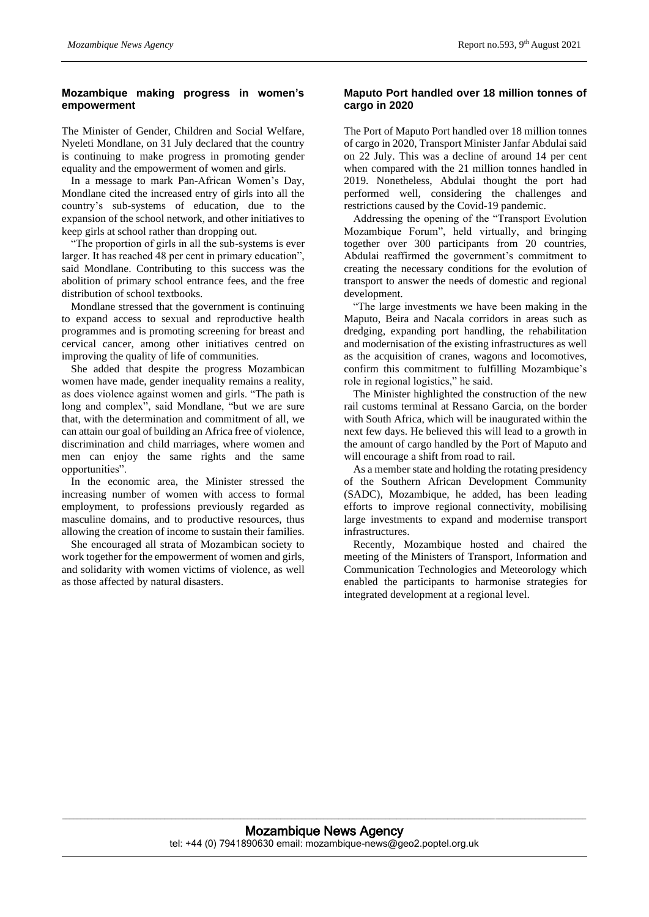## Mozambique making progress in women's empowerment

The Minister of Gender, Children and Social Welfare, Nyeleti Mondlane, on 31 July declared that the country is continuing to make progress in promoting gender equality and the empowerment of women and girls.

In a message to mark Pan-African Women's Day, Mondlane cited the increased entry of girls into all the country's sub-systems of education, due to the expansion of the school network, and other initiatives to keep girls at school rather than dropping out.

"The proportion of girls in all the sub-systems is ever larger. It has reached 48 per cent in primary education", said Mondlane. Contributing to this success was the abolition of primary school entrance fees, and the free distribution of school textbooks.

Mondlane stressed that the government is continuing to expand access to sexual and reproductive health programmes and is promoting screening for breast and cervical cancer, among other initiatives centred on improving the quality of life of communities.

She added that despite the progress Mozambican women have made, gender inequality remains a reality, as does violence against women and girls. "The path is long and complex", said Mondlane, "but we are sure that, with the determination and commitment of all, we can attain our goal of building an Africa free of violence, discrimination and child marriages, where women and men can enjoy the same rights and the same opportunities".

In the economic area, the Minister stressed the increasing number of women with access to formal employment, to professions previously regarded as masculine domains, and to productive resources, thus allowing the creation of income to sustain their families.

She encouraged all strata of Mozambican society to work together for the empowerment of women and girls, and solidarity with women victims of violence, as well as those affected by natural disasters.

## Maputo Port handled over 18 million tonnes of cargo in 2020

The Port of Maputo Port handled over 18 million tonnes of cargo in 2020, Transport Minister Janfar Abdulai said on 22 July. This was a decline of around 14 per cent when compared with the 21 million tonnes handled in 2019. Nonetheless, Abdulai thought the port had performed well, considering the challenges and restrictions caused by the Covid-19 pandemic.

Addressing the opening of the "Transport Evolution Mozambique Forum", held virtually, and bringing together over 300 participants from 20 countries, Abdulai reaffirmed the government's commitment to creating the necessary conditions for the evolution of transport to answer the needs of domestic and regional development.

"The large investments we have been making in the Maputo, Beira and Nacala corridors in areas such as dredging, expanding port handling, the rehabilitation and modernisation of the existing infrastructures as well as the acquisition of cranes, wagons and locomotives, confirm this commitment to fulfilling Mozambique's role in regional logistics," he said.

The Minister highlighted the construction of the new rail customs terminal at Ressano Garcia, on the border with South Africa, which will be inaugurated within the next few days. He believed this will lead to a growth in the amount of cargo handled by the Port of Maputo and will encourage a shift from road to rail.

As a member state and holding the rotating presidency of the Southern African Development Community (SADC), Mozambique, he added, has been leading efforts to improve regional connectivity, mobilising large investments to expand and modernise transport infrastructures.

Recently, Mozambique hosted and chaired the meeting of the Ministers of Transport, Information and Communication Technologies and Meteorology which enabled the participants to harmonise strategies for integrated development at a regional level.